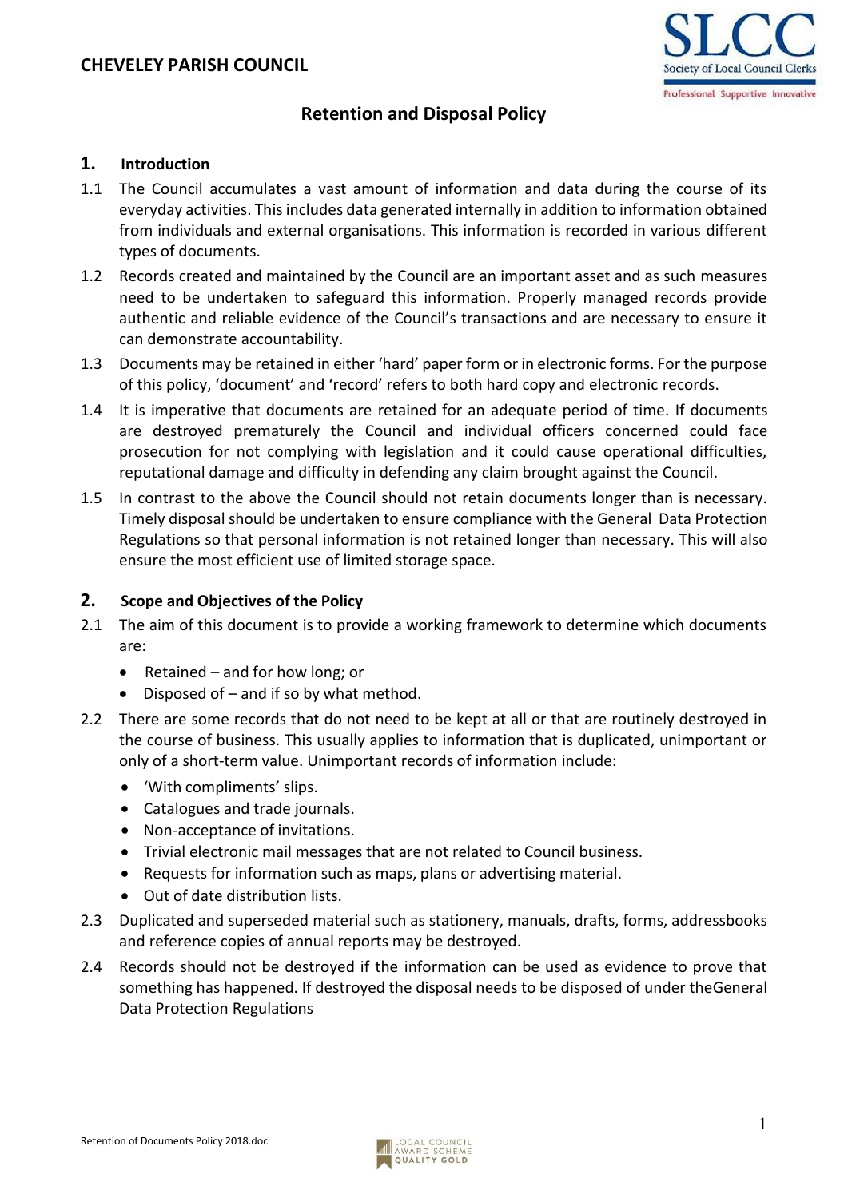**CHEVELEY PARISH COUNCIL**

# Retention and Disposal Policy

## 1. Introduction

1.1 The Council accumulates a vast amount of information and data during the course of its everyday activities. This includes data generated internally in addition to information obtained from individuals and external organisations. This information is recorded in various different types of documents.

1.2 Records created and maintained by the Council are an important asset and as such measures need to be undertaken to safeguard this information. Properly managed records provide authentic and reliable evidence of the Council's transactions and are necessary to ensure it can demonstrate accountability.

1.3 Documents may be retained in either 'hard' paper form or in electronic forms. For the purpose of this policy, 'document' and 'record' refers to both hard copy and electronic records.

1.4 It is imperative that documents are retained for an adequate period of time. If documents are destroyed prematurely the Council and individual officers concerned could face prosecution for not complying with legislation and it could cause operational difficulties, reputational damage and difficulty in defending any claim brought against the Council.

1.5 In contrast to the above the Council should not retain documents longer than is necessary. Timely disposal should be undertaken to ensure compliance with the General Data Protection Regulations so that personal information is not retained longer than necessary. This will also ensure the most efficient use of limited storage space.

## 2. Scope and Objectives of the Policy

2.1 The aim of this document is to provide a working framework to determine which documents are:

- Retained – and for how long; or
- Disposed of – and if so by what method.

2.2 There are some records that do not need to be kept at all or that are routinely destroyed in the course of business. This usually applies to information that is duplicated, unimportant or only of a short-term value. Unimportant records of information include:

- 'With compliments' slips.
- Catalogues and trade journals.
- Non-acceptance of invitations.
- Trivial electronic mail messages that are not related to Council business.
- Requests for information such as maps, plans or advertising material.
- Out of date distribution lists.

2.3 Duplicated and superseded material such as stationery, manuals, drafts, forms, addressbooks and reference copies of annual reports may be destroyed.

2.4 Records should not be destroyed if the information can be used as evidence to prove that something has happened. If destroyed the disposal needs to be disposed of under theGeneral Data Protection Regulations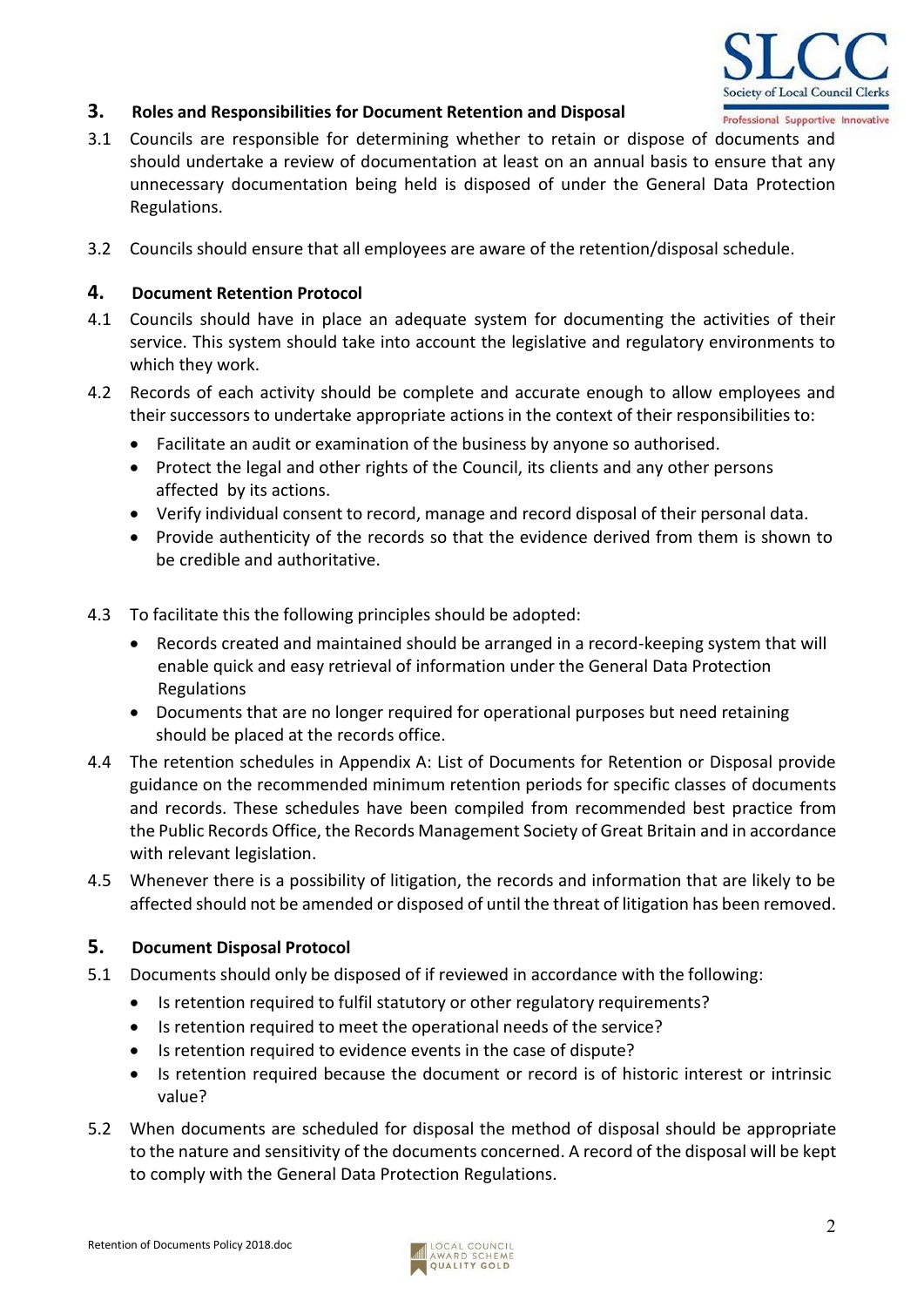## 3. Roles and Responsibilities for Document Retention and Disposal

3.1 Councils are responsible for determining whether to retain or dispose of documents and should undertake a review of documentation at least on an annual basis to ensure that any unnecessary documentation being held is disposed of under the General Data Protection Regulations.

3.2 Councils should ensure that all employees are aware of the retention/disposal schedule.

## 4. Document Retention Protocol

4.1 Councils should have in place an adequate system for documenting the activities of their service. This system should take into account the legislative and regulatory environments to which they work.

4.2 Records of each activity should be complete and accurate enough to allow employees and their successors to undertake appropriate actions in the context of their responsibilities to:

- Facilitate an audit or examination of the business by anyone so authorised.
- Protect the legal and other rights of the Council, its clients and any other persons affected by its actions.
- Verify individual consent to record, manage and record disposal of their personal data.
- Provide authenticity of the records so that the evidence derived from them is shown to be credible and authoritative.

4.3 To facilitate this the following principles should be adopted:

- Records created and maintained should be arranged in a record-keeping system that will enable quick and easy retrieval of information under the General Data Protection Regulations
- Documents that are no longer required for operational purposes but need retaining should be placed at the records office.

4.4 The retention schedules in Appendix A: List of Documents for Retention or Disposal provide guidance on the recommended minimum retention periods for specific classes of documents and records. These schedules have been compiled from recommended best practice from the Public Records Office, the Records Management Society of Great Britain and in accordance with relevant legislation.

4.5 Whenever there is a possibility of litigation, the records and information that are likely to be affected should not be amended or disposed of until the threat of litigation has been removed.

## 5. Document Disposal Protocol

5.1 Documents should only be disposed of if reviewed in accordance with the following:

- Is retention required to fulfil statutory or other regulatory requirements?
- Is retention required to meet the operational needs of the service?
- Is retention required to evidence events in the case of dispute?
- Is retention required because the document or record is of historic interest or intrinsic value?

5.2 When documents are scheduled for disposal the method of disposal should be appropriate to the nature and sensitivity of the documents concerned. A record of the disposal will be kept to comply with the General Data Protection Regulations.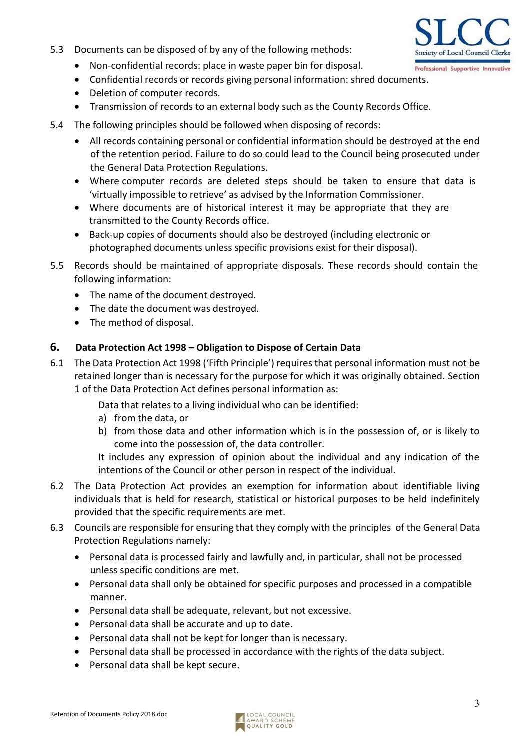5.3 Documents can be disposed of by any of the following methods:

- Non-confidential records: place in waste paper bin for disposal.
- Confidential records or records giving personal information: shred documents.
- Deletion of computer records.
- Transmission of records to an external body such as the County Records Office.

5.4 The following principles should be followed when disposing of records:

- All records containing personal or confidential information should be destroyed at the end of the retention period. Failure to do so could lead to the Council being prosecuted under the General Data Protection Regulations.
- Where computer records are deleted steps should be taken to ensure that data is 'virtually impossible to retrieve' as advised by the Information Commissioner.
- Where documents are of historical interest it may be appropriate that they are transmitted to the County Records office.
- Back-up copies of documents should also be destroyed (including electronic or photographed documents unless specific provisions exist for their disposal).

5.5 Records should be maintained of appropriate disposals. These records should contain the following information:

- The name of the document destroyed.
- The date the document was destroyed.
- The method of disposal.

## 6. Data Protection Act 1998 – Obligation to Dispose of Certain Data

6.1 The Data Protection Act 1998 ('Fifth Principle') requires that personal information must not be retained longer than is necessary for the purpose for which it was originally obtained. Section 1 of the Data Protection Act defines personal information as:

Data that relates to a living individual who can be identified:

a) from the data, or
b) from those data and other information which is in the possession of, or is likely to come into the possession of, the data controller.

It includes any expression of opinion about the individual and any indication of the intentions of the Council or other person in respect of the individual.

6.2 The Data Protection Act provides an exemption for information about identifiable living individuals that is held for research, statistical or historical purposes to be held indefinitely provided that the specific requirements are met.

6.3 Councils are responsible for ensuring that they comply with the principles of the General Data Protection Regulations namely:

- Personal data is processed fairly and lawfully and, in particular, shall not be processed unless specific conditions are met.
- Personal data shall only be obtained for specific purposes and processed in a compatible manner.
- Personal data shall be adequate, relevant, but not excessive.
- Personal data shall be accurate and up to date.
- Personal data shall not be kept for longer than is necessary.
- Personal data shall be processed in accordance with the rights of the data subject.
- Personal data shall be kept secure.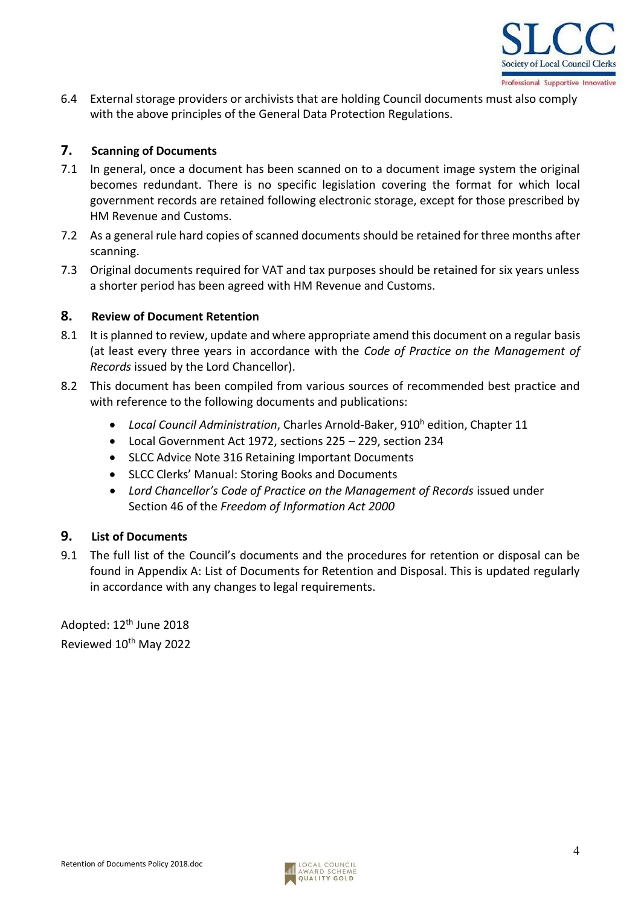6.4 External storage providers or archivists that are holding Council documents must also comply with the above principles of the General Data Protection Regulations.

## 7. Scanning of Documents

7.1 In general, once a document has been scanned on to a document image system the original becomes redundant. There is no specific legislation covering the format for which local government records are retained following electronic storage, except for those prescribed by HM Revenue and Customs.

7.2 As a general rule hard copies of scanned documents should be retained for three months after scanning.

7.3 Original documents required for VAT and tax purposes should be retained for six years unless a shorter period has been agreed with HM Revenue and Customs.

## 8. Review of Document Retention

8.1 It is planned to review, update and where appropriate amend this document on a regular basis (at least every three years in accordance with the *Code of Practice on the Management of Records* issued by the Lord Chancellor).

8.2 This document has been compiled from various sources of recommended best practice and with reference to the following documents and publications:

- *Local Council Administration*, Charles Arnold-Baker, 910h edition, Chapter 11
- Local Government Act 1972, sections 225 – 229, section 234
- SLCC Advice Note 316 Retaining Important Documents
- SLCC Clerks' Manual: Storing Books and Documents
- *Lord Chancellor's Code of Practice on the Management of Records* issued under Section 46 of the *Freedom of Information Act 2000*

## 9. List of Documents

9.1 The full list of the Council's documents and the procedures for retention or disposal can be found in Appendix A: List of Documents for Retention and Disposal. This is updated regularly in accordance with any changes to legal requirements.

Adopted: 12th June 2018
Reviewed 10th May 2022